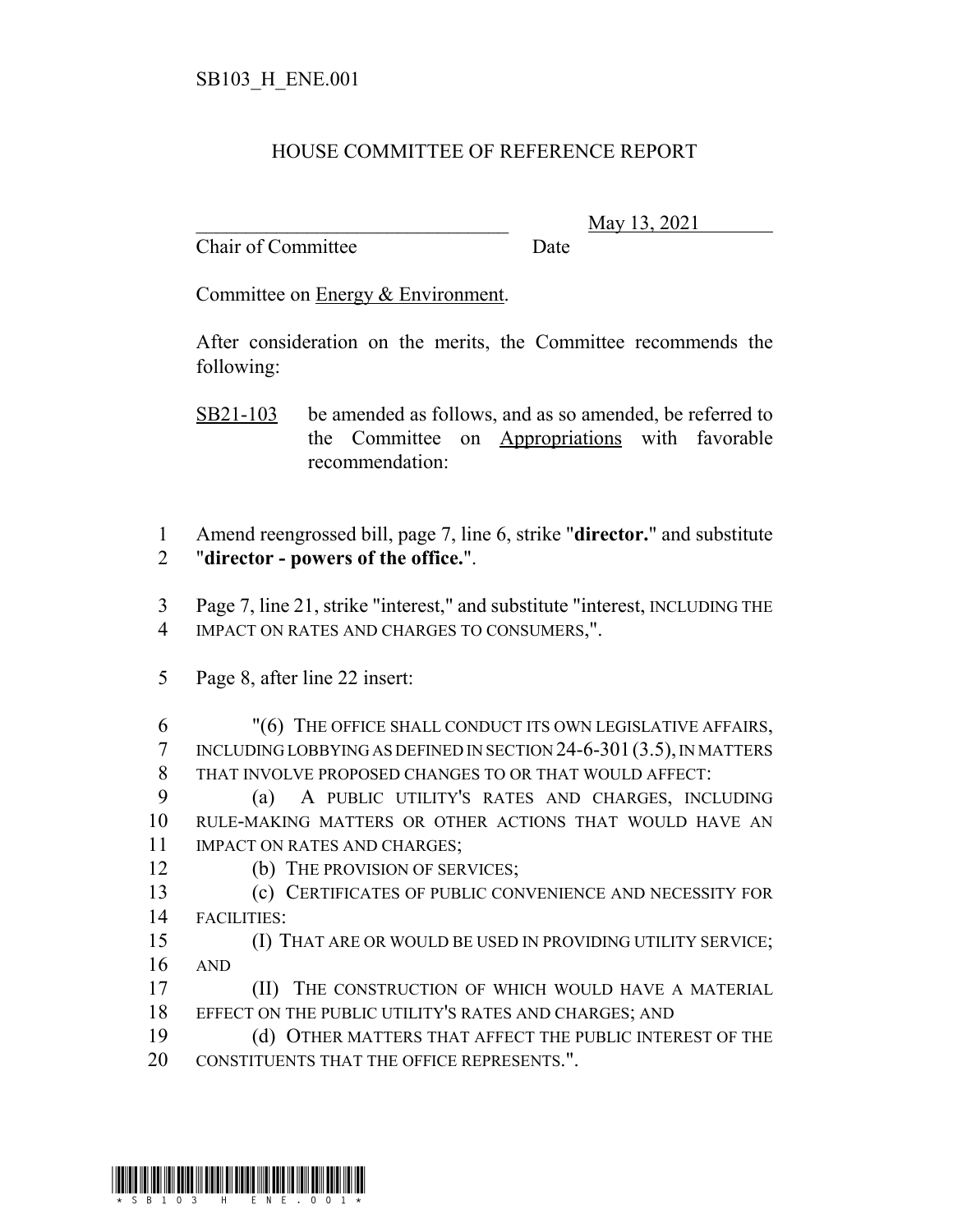SB103_H_ENE.001

# HOUSE COMMITTEE OF REFERENCE REPORT

________________________________ May 13, 2021

Chair of Committee Date

Committee on Energy & Environment.

After consideration on the merits, the Committee recommends the following:

SB21-103 be amended as follows, and as so amended, be referred to the Committee on Appropriations with favorable recommendation:

1 Amend reengrossed bill, page 7, line 6, strike "**director.**" and substitute
2 "**director - powers of the office.**".

3 Page 7, line 21, strike "interest," and substitute "interest, INCLUDING THE
4 IMPACT ON RATES AND CHARGES TO CONSUMERS,".

5 Page 8, after line 22 insert:

6 "(6) THE OFFICE SHALL CONDUCT ITS OWN LEGISLATIVE AFFAIRS,
7 INCLUDING LOBBYING AS DEFINED IN SECTION 24-6-301 (3.5), IN MATTERS
8 THAT INVOLVE PROPOSED CHANGES TO OR THAT WOULD AFFECT:
9 (a) A PUBLIC UTILITY'S RATES AND CHARGES, INCLUDING
10 RULE-MAKING MATTERS OR OTHER ACTIONS THAT WOULD HAVE AN
11 IMPACT ON RATES AND CHARGES;
12 (b) THE PROVISION OF SERVICES;
13 (c) CERTIFICATES OF PUBLIC CONVENIENCE AND NECESSITY FOR
14 FACILITIES:
15 (I) THAT ARE OR WOULD BE USED IN PROVIDING UTILITY SERVICE;
16 AND
17 (II) THE CONSTRUCTION OF WHICH WOULD HAVE A MATERIAL
18 EFFECT ON THE PUBLIC UTILITY'S RATES AND CHARGES; AND
19 (d) OTHER MATTERS THAT AFFECT THE PUBLIC INTEREST OF THE
20 CONSTITUENTS THAT THE OFFICE REPRESENTS.".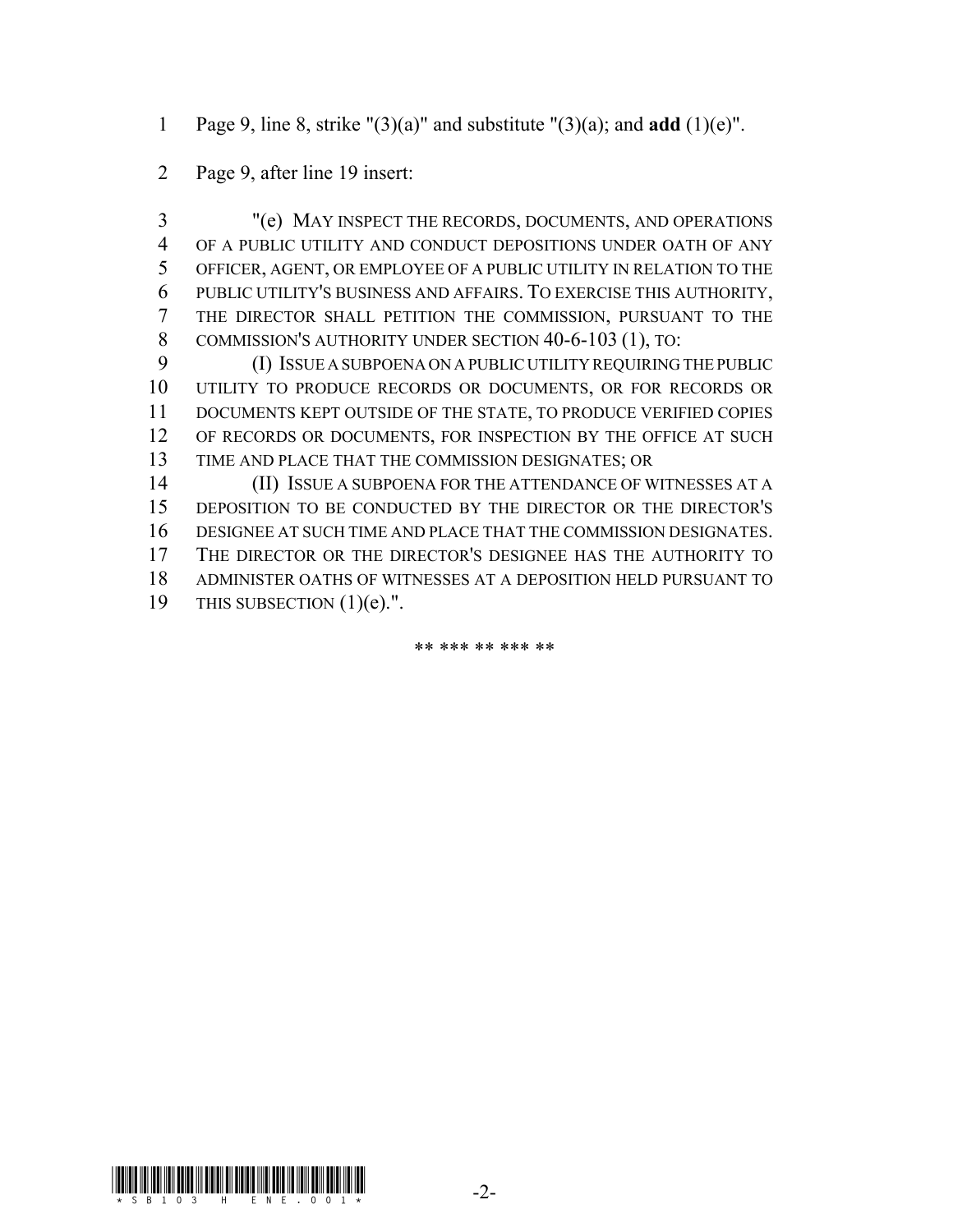Page 9, line 8, strike "(3)(a)" and substitute "(3)(a); and **add** (1)(e)".

Page 9, after line 19 insert:

"(e) MAY INSPECT THE RECORDS, DOCUMENTS, AND OPERATIONS OF A PUBLIC UTILITY AND CONDUCT DEPOSITIONS UNDER OATH OF ANY OFFICER, AGENT, OR EMPLOYEE OF A PUBLIC UTILITY IN RELATION TO THE PUBLIC UTILITY'S BUSINESS AND AFFAIRS. TO EXERCISE THIS AUTHORITY, THE DIRECTOR SHALL PETITION THE COMMISSION, PURSUANT TO THE COMMISSION'S AUTHORITY UNDER SECTION 40-6-103 (1), TO:

(I) ISSUE A SUBPOENA ON A PUBLIC UTILITY REQUIRING THE PUBLIC UTILITY TO PRODUCE RECORDS OR DOCUMENTS, OR FOR RECORDS OR DOCUMENTS KEPT OUTSIDE OF THE STATE, TO PRODUCE VERIFIED COPIES OF RECORDS OR DOCUMENTS, FOR INSPECTION BY THE OFFICE AT SUCH TIME AND PLACE THAT THE COMMISSION DESIGNATES; OR

(II) ISSUE A SUBPOENA FOR THE ATTENDANCE OF WITNESSES AT A DEPOSITION TO BE CONDUCTED BY THE DIRECTOR OR THE DIRECTOR'S DESIGNEE AT SUCH TIME AND PLACE THAT THE COMMISSION DESIGNATES. THE DIRECTOR OR THE DIRECTOR'S DESIGNEE HAS THE AUTHORITY TO ADMINISTER OATHS OF WITNESSES AT A DEPOSITION HELD PURSUANT TO THIS SUBSECTION (1)(e).".

** *** ** *** **